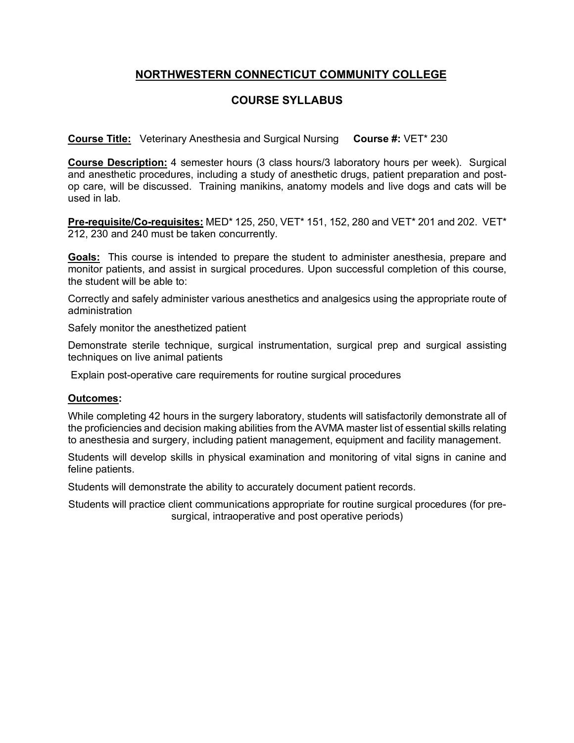# NORTHWESTERN CONNECTICUT COMMUNITY COLLEGE

## COURSE SYLLABUS

**Course Title:** Veterinary Anesthesia and Surgical Nursing **Course #:** VET* 230

**Course Description:** 4 semester hours (3 class hours/3 laboratory hours per week). Surgical and anesthetic procedures, including a study of anesthetic drugs, patient preparation and post-op care, will be discussed. Training manikins, anatomy models and live dogs and cats will be used in lab.

**Pre-requisite/Co-requisites:** MED* 125, 250, VET* 151, 152, 280 and VET* 201 and 202. VET* 212, 230 and 240 must be taken concurrently.

**Goals:** This course is intended to prepare the student to administer anesthesia, prepare and monitor patients, and assist in surgical procedures. Upon successful completion of this course, the student will be able to:

Correctly and safely administer various anesthetics and analgesics using the appropriate route of administration

Safely monitor the anesthetized patient

Demonstrate sterile technique, surgical instrumentation, surgical prep and surgical assisting techniques on live animal patients

Explain post-operative care requirements for routine surgical procedures

**Outcomes:**

While completing 42 hours in the surgery laboratory, students will satisfactorily demonstrate all of the proficiencies and decision making abilities from the AVMA master list of essential skills relating to anesthesia and surgery, including patient management, equipment and facility management.

Students will develop skills in physical examination and monitoring of vital signs in canine and feline patients.

Students will demonstrate the ability to accurately document patient records.

Students will practice client communications appropriate for routine surgical procedures (for pre-surgical, intraoperative and post operative periods)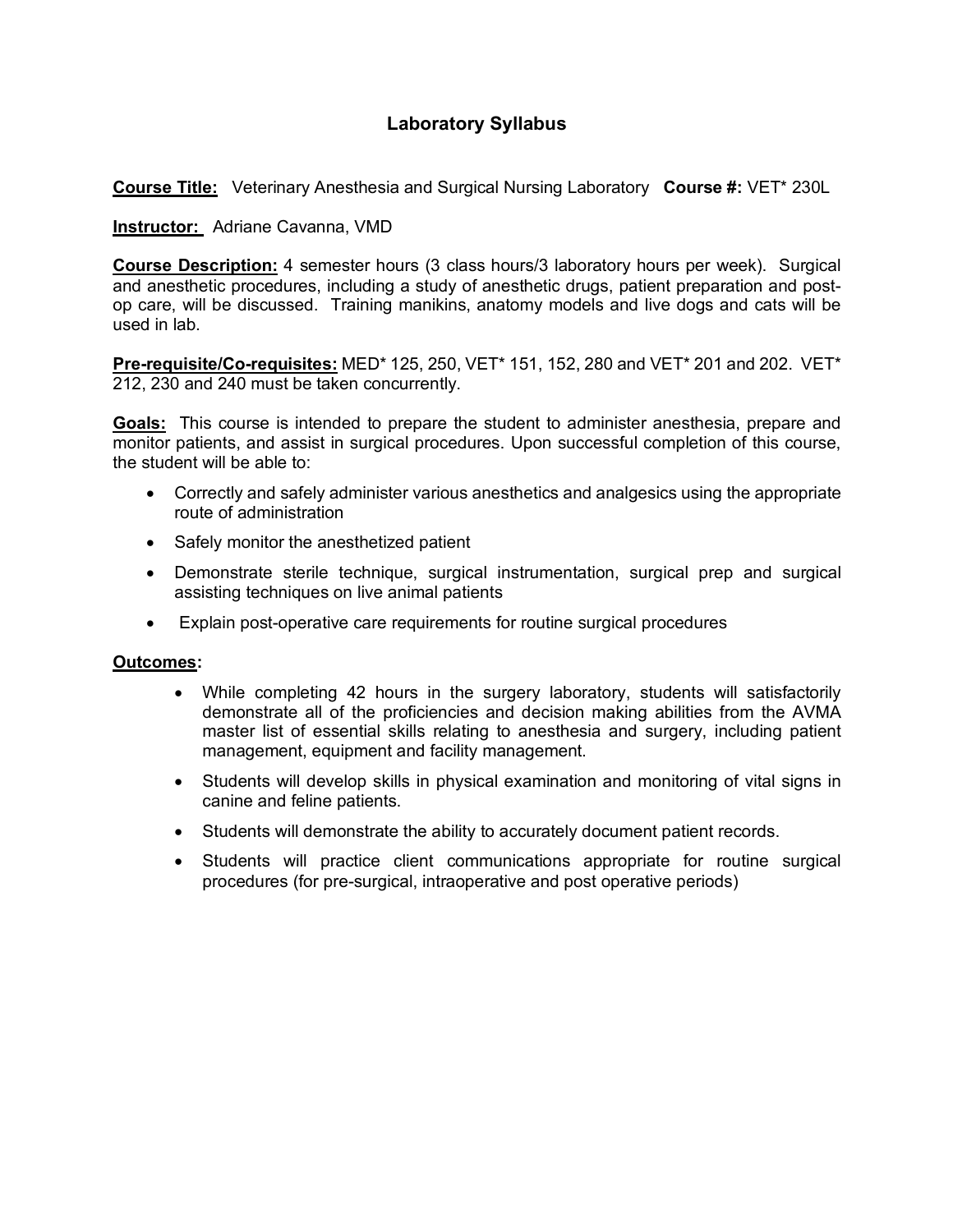# Laboratory Syllabus

**Course Title:** Veterinary Anesthesia and Surgical Nursing Laboratory **Course #:** VET* 230L

**Instructor:** Adriane Cavanna, VMD

**Course Description:** 4 semester hours (3 class hours/3 laboratory hours per week). Surgical and anesthetic procedures, including a study of anesthetic drugs, patient preparation and post-op care, will be discussed. Training manikins, anatomy models and live dogs and cats will be used in lab.

**Pre-requisite/Co-requisites:** MED* 125, 250, VET* 151, 152, 280 and VET* 201 and 202. VET* 212, 230 and 240 must be taken concurrently.

**Goals:** This course is intended to prepare the student to administer anesthesia, prepare and monitor patients, and assist in surgical procedures. Upon successful completion of this course, the student will be able to:

- Correctly and safely administer various anesthetics and analgesics using the appropriate route of administration
- Safely monitor the anesthetized patient
- Demonstrate sterile technique, surgical instrumentation, surgical prep and surgical assisting techniques on live animal patients
- Explain post-operative care requirements for routine surgical procedures

**Outcomes:**

- While completing 42 hours in the surgery laboratory, students will satisfactorily demonstrate all of the proficiencies and decision making abilities from the AVMA master list of essential skills relating to anesthesia and surgery, including patient management, equipment and facility management.
- Students will develop skills in physical examination and monitoring of vital signs in canine and feline patients.
- Students will demonstrate the ability to accurately document patient records.
- Students will practice client communications appropriate for routine surgical procedures (for pre-surgical, intraoperative and post operative periods)